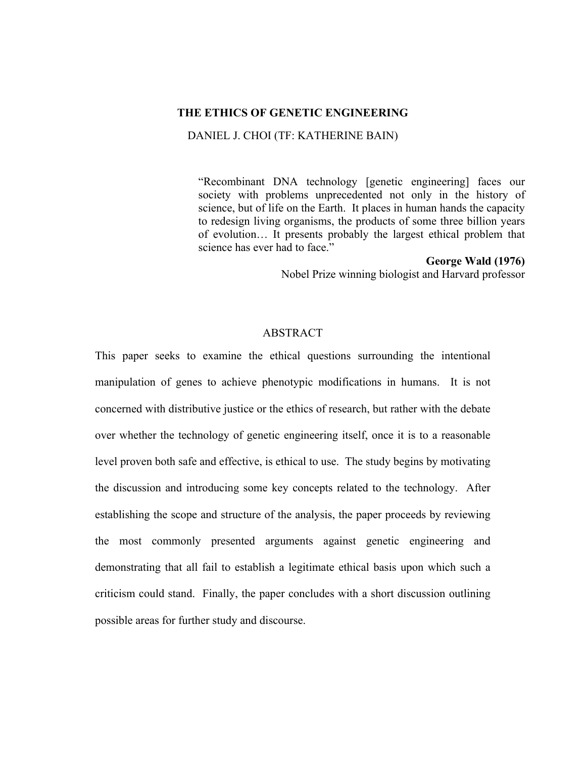# THE ETHICS OF GENETIC ENGINEERING

DANIEL J. CHOI (TF: KATHERINE BAIN)

> "Recombinant DNA technology [genetic engineering] faces our society with problems unprecedented not only in the history of science, but of life on the Earth. It places in human hands the capacity to redesign living organisms, the products of some three billion years of evolution… It presents probably the largest ethical problem that science has ever had to face."
>
> **George Wald (1976)**
> Nobel Prize winning biologist and Harvard professor

## ABSTRACT

This paper seeks to examine the ethical questions surrounding the intentional manipulation of genes to achieve phenotypic modifications in humans. It is not concerned with distributive justice or the ethics of research, but rather with the debate over whether the technology of genetic engineering itself, once it is to a reasonable level proven both safe and effective, is ethical to use. The study begins by motivating the discussion and introducing some key concepts related to the technology. After establishing the scope and structure of the analysis, the paper proceeds by reviewing the most commonly presented arguments against genetic engineering and demonstrating that all fail to establish a legitimate ethical basis upon which such a criticism could stand. Finally, the paper concludes with a short discussion outlining possible areas for further study and discourse.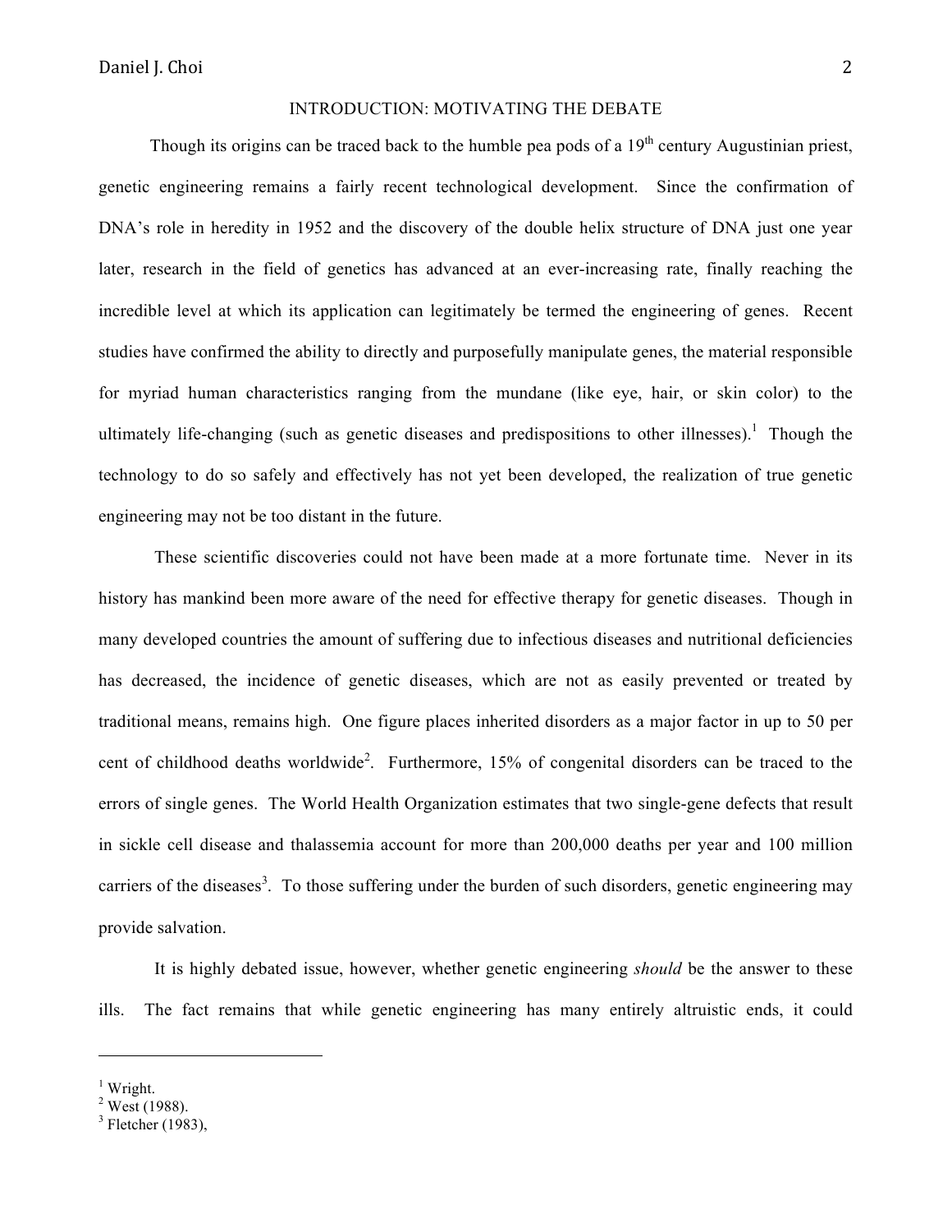# INTRODUCTION: MOTIVATING THE DEBATE

Though its origins can be traced back to the humble pea pods of a 19th century Augustinian priest, genetic engineering remains a fairly recent technological development. Since the confirmation of DNA's role in heredity in 1952 and the discovery of the double helix structure of DNA just one year later, research in the field of genetics has advanced at an ever-increasing rate, finally reaching the incredible level at which its application can legitimately be termed the engineering of genes. Recent studies have confirmed the ability to directly and purposefully manipulate genes, the material responsible for myriad human characteristics ranging from the mundane (like eye, hair, or skin color) to the ultimately life-changing (such as genetic diseases and predispositions to other illnesses).[1] Though the technology to do so safely and effectively has not yet been developed, the realization of true genetic engineering may not be too distant in the future.

These scientific discoveries could not have been made at a more fortunate time. Never in its history has mankind been more aware of the need for effective therapy for genetic diseases. Though in many developed countries the amount of suffering due to infectious diseases and nutritional deficiencies has decreased, the incidence of genetic diseases, which are not as easily prevented or treated by traditional means, remains high. One figure places inherited disorders as a major factor in up to 50 per cent of childhood deaths worldwide[2]. Furthermore, 15% of congenital disorders can be traced to the errors of single genes. The World Health Organization estimates that two single-gene defects that result in sickle cell disease and thalassemia account for more than 200,000 deaths per year and 100 million carriers of the diseases[3]. To those suffering under the burden of such disorders, genetic engineering may provide salvation.

It is highly debated issue, however, whether genetic engineering *should* be the answer to these ills. The fact remains that while genetic engineering has many entirely altruistic ends, it could

---

[1] Wright.
[2] West (1988).
[3] Fletcher (1983),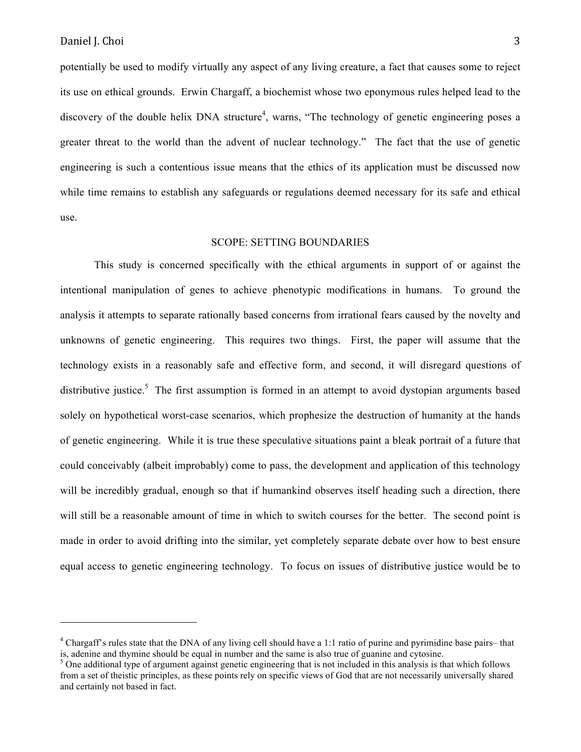potentially be used to modify virtually any aspect of any living creature, a fact that causes some to reject its use on ethical grounds. Erwin Chargaff, a biochemist whose two eponymous rules helped lead to the discovery of the double helix DNA structure[4], warns, "The technology of genetic engineering poses a greater threat to the world than the advent of nuclear technology." The fact that the use of genetic engineering is such a contentious issue means that the ethics of its application must be discussed now while time remains to establish any safeguards or regulations deemed necessary for its safe and ethical use.

## SCOPE: SETTING BOUNDARIES

This study is concerned specifically with the ethical arguments in support of or against the intentional manipulation of genes to achieve phenotypic modifications in humans. To ground the analysis it attempts to separate rationally based concerns from irrational fears caused by the novelty and unknowns of genetic engineering. This requires two things. First, the paper will assume that the technology exists in a reasonably safe and effective form, and second, it will disregard questions of distributive justice.[5] The first assumption is formed in an attempt to avoid dystopian arguments based solely on hypothetical worst-case scenarios, which prophesize the destruction of humanity at the hands of genetic engineering. While it is true these speculative situations paint a bleak portrait of a future that could conceivably (albeit improbably) come to pass, the development and application of this technology will be incredibly gradual, enough so that if humankind observes itself heading such a direction, there will still be a reasonable amount of time in which to switch courses for the better. The second point is made in order to avoid drifting into the similar, yet completely separate debate over how to best ensure equal access to genetic engineering technology. To focus on issues of distributive justice would be to

---

[4] Chargaff's rules state that the DNA of any living cell should have a 1:1 ratio of purine and pyrimidine base pairs– that is, adenine and thymine should be equal in number and the same is also true of guanine and cytosine.

[5] One additional type of argument against genetic engineering that is not included in this analysis is that which follows from a set of theistic principles, as these points rely on specific views of God that are not necessarily universally shared and certainly not based in fact.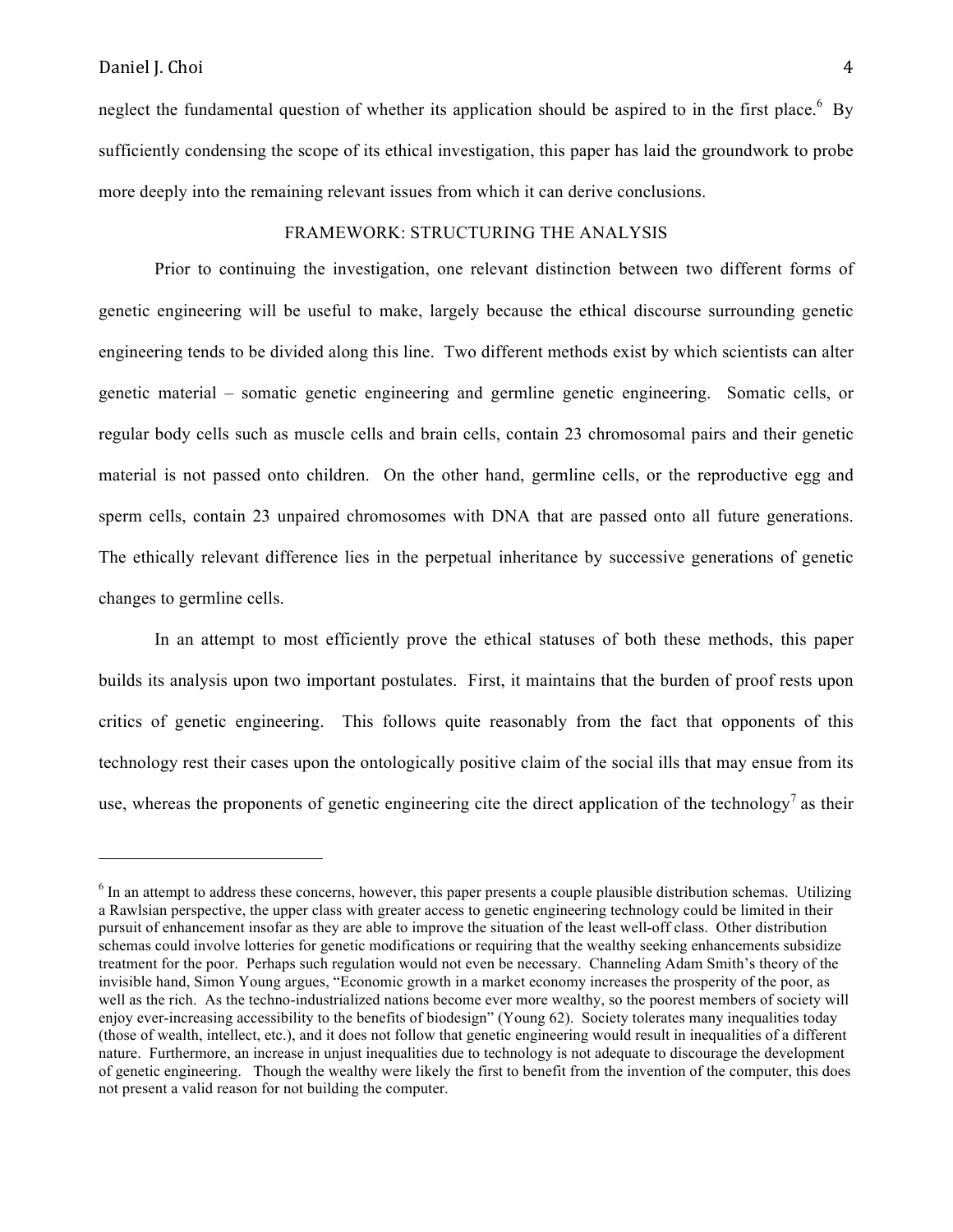neglect the fundamental question of whether its application should be aspired to in the first place.[6] By sufficiently condensing the scope of its ethical investigation, this paper has laid the groundwork to probe more deeply into the remaining relevant issues from which it can derive conclusions.

## FRAMEWORK: STRUCTURING THE ANALYSIS

Prior to continuing the investigation, one relevant distinction between two different forms of genetic engineering will be useful to make, largely because the ethical discourse surrounding genetic engineering tends to be divided along this line. Two different methods exist by which scientists can alter genetic material – somatic genetic engineering and germline genetic engineering. Somatic cells, or regular body cells such as muscle cells and brain cells, contain 23 chromosomal pairs and their genetic material is not passed onto children. On the other hand, germline cells, or the reproductive egg and sperm cells, contain 23 unpaired chromosomes with DNA that are passed onto all future generations. The ethically relevant difference lies in the perpetual inheritance by successive generations of genetic changes to germline cells.

In an attempt to most efficiently prove the ethical statuses of both these methods, this paper builds its analysis upon two important postulates. First, it maintains that the burden of proof rests upon critics of genetic engineering. This follows quite reasonably from the fact that opponents of this technology rest their cases upon the ontologically positive claim of the social ills that may ensue from its use, whereas the proponents of genetic engineering cite the direct application of the technology[7] as their

---

[6] In an attempt to address these concerns, however, this paper presents a couple plausible distribution schemas. Utilizing a Rawlsian perspective, the upper class with greater access to genetic engineering technology could be limited in their pursuit of enhancement insofar as they are able to improve the situation of the least well-off class. Other distribution schemas could involve lotteries for genetic modifications or requiring that the wealthy seeking enhancements subsidize treatment for the poor. Perhaps such regulation would not even be necessary. Channeling Adam Smith's theory of the invisible hand, Simon Young argues, "Economic growth in a market economy increases the prosperity of the poor, as well as the rich. As the techno-industrialized nations become ever more wealthy, so the poorest members of society will enjoy ever-increasing accessibility to the benefits of biodesign" (Young 62). Society tolerates many inequalities today (those of wealth, intellect, etc.), and it does not follow that genetic engineering would result in inequalities of a different nature. Furthermore, an increase in unjust inequalities due to technology is not adequate to discourage the development of genetic engineering. Though the wealthy were likely the first to benefit from the invention of the computer, this does not present a valid reason for not building the computer.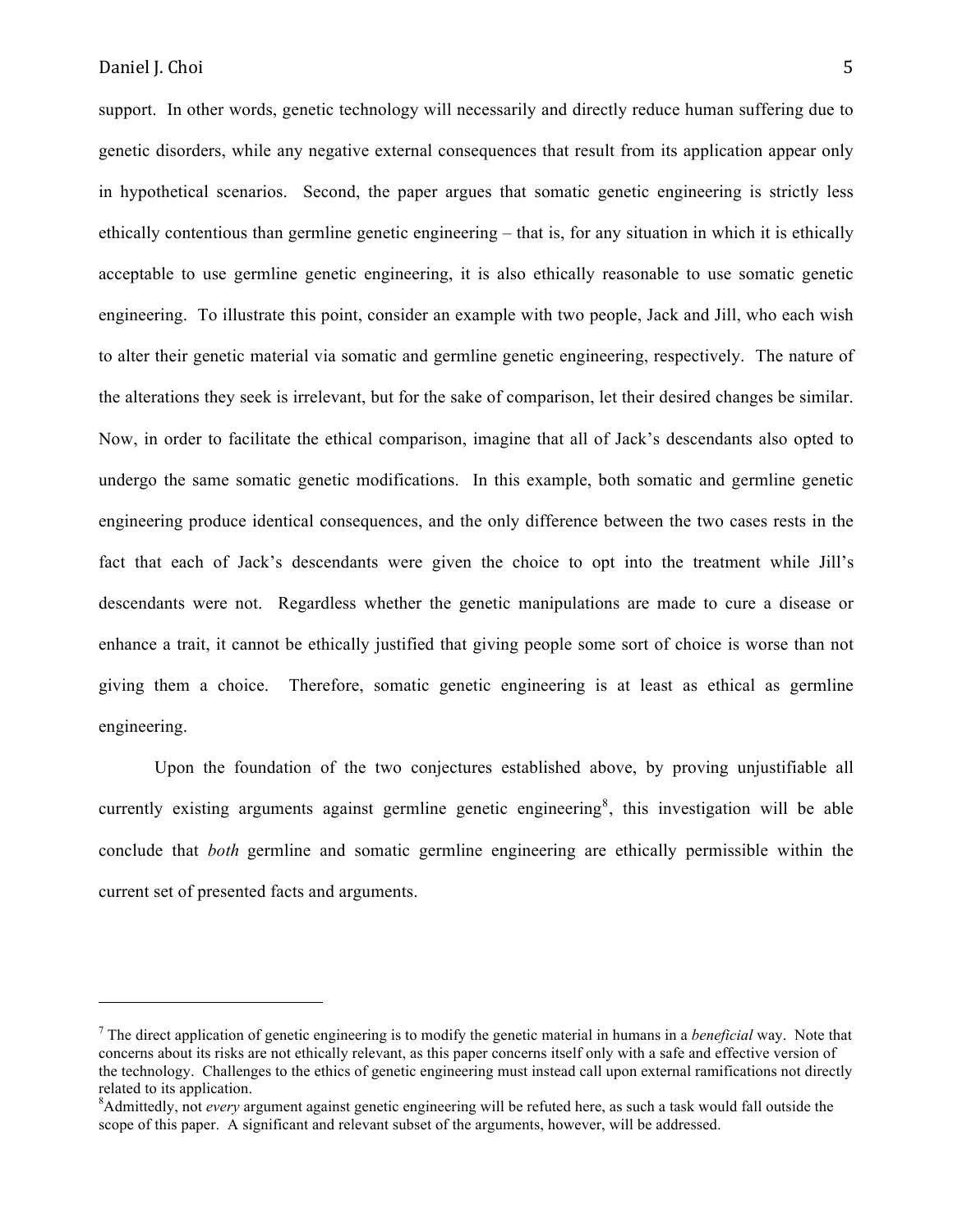support. In other words, genetic technology will necessarily and directly reduce human suffering due to genetic disorders, while any negative external consequences that result from its application appear only in hypothetical scenarios. Second, the paper argues that somatic genetic engineering is strictly less ethically contentious than germline genetic engineering – that is, for any situation in which it is ethically acceptable to use germline genetic engineering, it is also ethically reasonable to use somatic genetic engineering. To illustrate this point, consider an example with two people, Jack and Jill, who each wish to alter their genetic material via somatic and germline genetic engineering, respectively. The nature of the alterations they seek is irrelevant, but for the sake of comparison, let their desired changes be similar. Now, in order to facilitate the ethical comparison, imagine that all of Jack's descendants also opted to undergo the same somatic genetic modifications. In this example, both somatic and germline genetic engineering produce identical consequences, and the only difference between the two cases rests in the fact that each of Jack's descendants were given the choice to opt into the treatment while Jill's descendants were not. Regardless whether the genetic manipulations are made to cure a disease or enhance a trait, it cannot be ethically justified that giving people some sort of choice is worse than not giving them a choice. Therefore, somatic genetic engineering is at least as ethical as germline engineering.

Upon the foundation of the two conjectures established above, by proving unjustifiable all currently existing arguments against germline genetic engineering[8], this investigation will be able conclude that *both* germline and somatic germline engineering are ethically permissible within the current set of presented facts and arguments.

---

[7] The direct application of genetic engineering is to modify the genetic material in humans in a *beneficial* way. Note that concerns about its risks are not ethically relevant, as this paper concerns itself only with a safe and effective version of the technology. Challenges to the ethics of genetic engineering must instead call upon external ramifications not directly related to its application.

[8] Admittedly, not *every* argument against genetic engineering will be refuted here, as such a task would fall outside the scope of this paper. A significant and relevant subset of the arguments, however, will be addressed.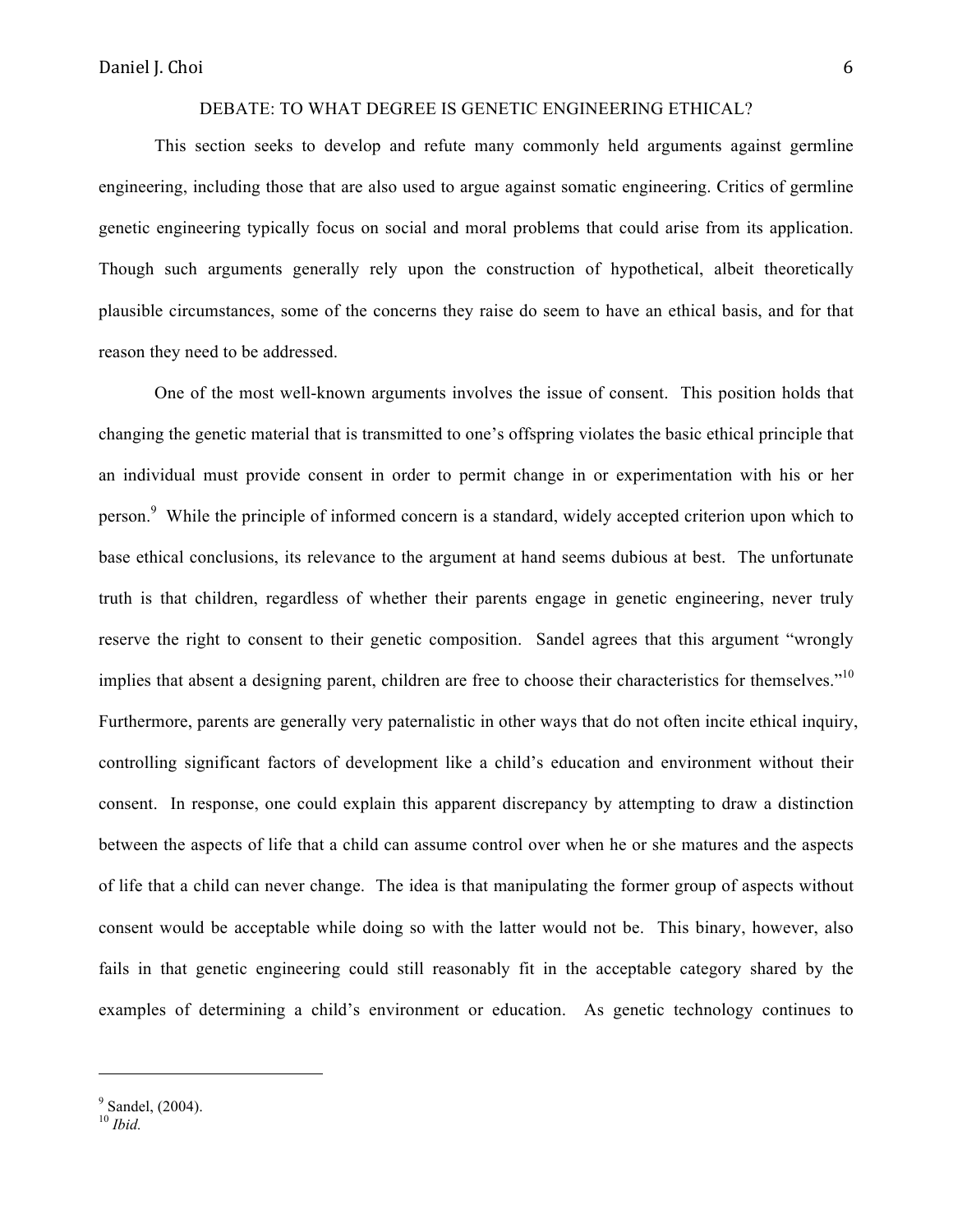## DEBATE: TO WHAT DEGREE IS GENETIC ENGINEERING ETHICAL?

This section seeks to develop and refute many commonly held arguments against germline engineering, including those that are also used to argue against somatic engineering. Critics of germline genetic engineering typically focus on social and moral problems that could arise from its application. Though such arguments generally rely upon the construction of hypothetical, albeit theoretically plausible circumstances, some of the concerns they raise do seem to have an ethical basis, and for that reason they need to be addressed.

One of the most well-known arguments involves the issue of consent. This position holds that changing the genetic material that is transmitted to one's offspring violates the basic ethical principle that an individual must provide consent in order to permit change in or experimentation with his or her person.[9] While the principle of informed concern is a standard, widely accepted criterion upon which to base ethical conclusions, its relevance to the argument at hand seems dubious at best. The unfortunate truth is that children, regardless of whether their parents engage in genetic engineering, never truly reserve the right to consent to their genetic composition. Sandel agrees that this argument "wrongly implies that absent a designing parent, children are free to choose their characteristics for themselves."[10] Furthermore, parents are generally very paternalistic in other ways that do not often incite ethical inquiry, controlling significant factors of development like a child's education and environment without their consent. In response, one could explain this apparent discrepancy by attempting to draw a distinction between the aspects of life that a child can assume control over when he or she matures and the aspects of life that a child can never change. The idea is that manipulating the former group of aspects without consent would be acceptable while doing so with the latter would not be. This binary, however, also fails in that genetic engineering could still reasonably fit in the acceptable category shared by the examples of determining a child's environment or education. As genetic technology continues to

---

[9] Sandel, (2004).

[10] *Ibid.*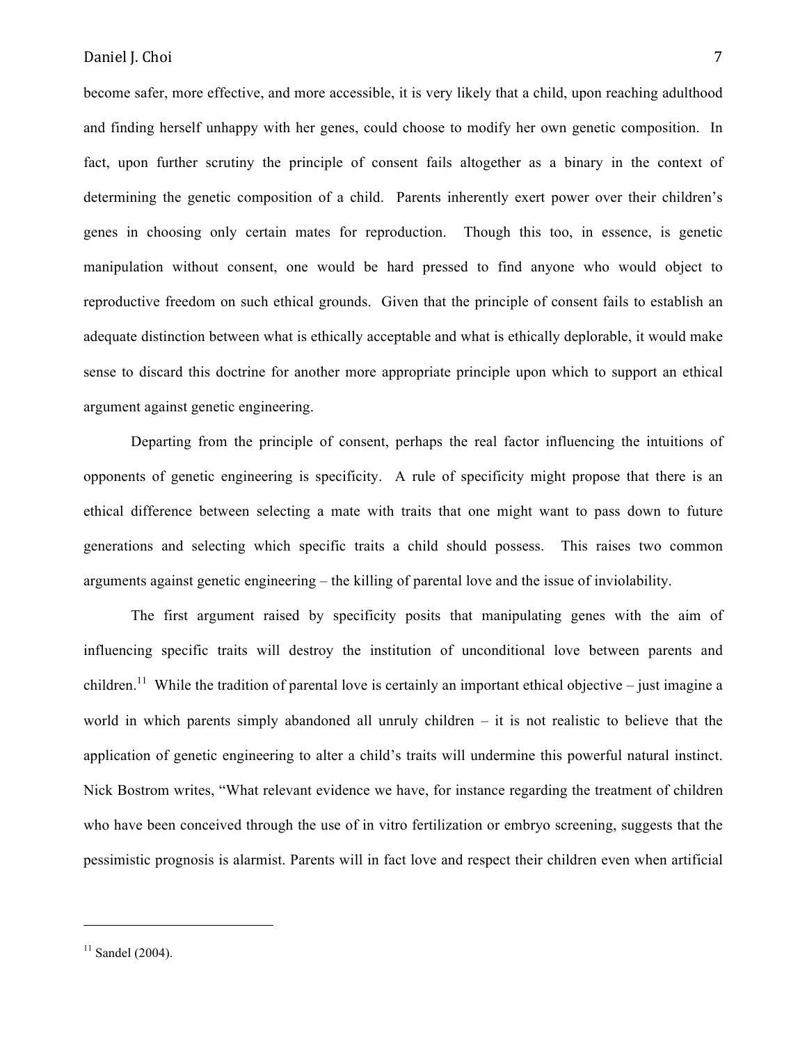become safer, more effective, and more accessible, it is very likely that a child, upon reaching adulthood and finding herself unhappy with her genes, could choose to modify her own genetic composition. In fact, upon further scrutiny the principle of consent fails altogether as a binary in the context of determining the genetic composition of a child. Parents inherently exert power over their children's genes in choosing only certain mates for reproduction. Though this too, in essence, is genetic manipulation without consent, one would be hard pressed to find anyone who would object to reproductive freedom on such ethical grounds. Given that the principle of consent fails to establish an adequate distinction between what is ethically acceptable and what is ethically deplorable, it would make sense to discard this doctrine for another more appropriate principle upon which to support an ethical argument against genetic engineering.

Departing from the principle of consent, perhaps the real factor influencing the intuitions of opponents of genetic engineering is specificity. A rule of specificity might propose that there is an ethical difference between selecting a mate with traits that one might want to pass down to future generations and selecting which specific traits a child should possess. This raises two common arguments against genetic engineering – the killing of parental love and the issue of inviolability.

The first argument raised by specificity posits that manipulating genes with the aim of influencing specific traits will destroy the institution of unconditional love between parents and children.[11] While the tradition of parental love is certainly an important ethical objective – just imagine a world in which parents simply abandoned all unruly children – it is not realistic to believe that the application of genetic engineering to alter a child's traits will undermine this powerful natural instinct. Nick Bostrom writes, "What relevant evidence we have, for instance regarding the treatment of children who have been conceived through the use of in vitro fertilization or embryo screening, suggests that the pessimistic prognosis is alarmist. Parents will in fact love and respect their children even when artificial

---

[11] Sandel (2004).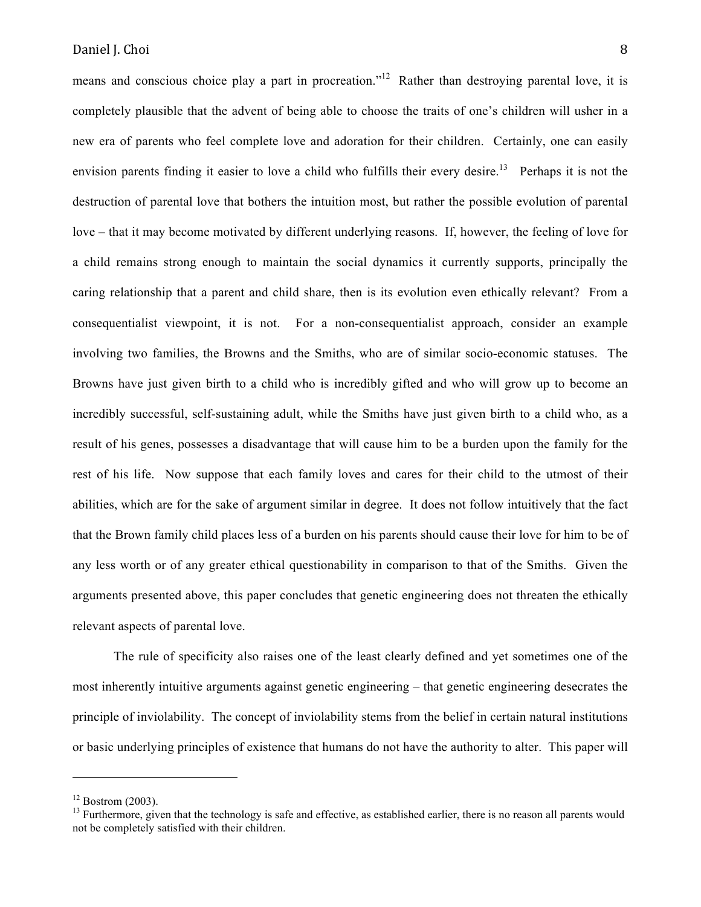means and conscious choice play a part in procreation."[12] Rather than destroying parental love, it is completely plausible that the advent of being able to choose the traits of one's children will usher in a new era of parents who feel complete love and adoration for their children. Certainly, one can easily envision parents finding it easier to love a child who fulfills their every desire.[13] Perhaps it is not the destruction of parental love that bothers the intuition most, but rather the possible evolution of parental love – that it may become motivated by different underlying reasons. If, however, the feeling of love for a child remains strong enough to maintain the social dynamics it currently supports, principally the caring relationship that a parent and child share, then is its evolution even ethically relevant? From a consequentialist viewpoint, it is not. For a non-consequentialist approach, consider an example involving two families, the Browns and the Smiths, who are of similar socio-economic statuses. The Browns have just given birth to a child who is incredibly gifted and who will grow up to become an incredibly successful, self-sustaining adult, while the Smiths have just given birth to a child who, as a result of his genes, possesses a disadvantage that will cause him to be a burden upon the family for the rest of his life. Now suppose that each family loves and cares for their child to the utmost of their abilities, which are for the sake of argument similar in degree. It does not follow intuitively that the fact that the Brown family child places less of a burden on his parents should cause their love for him to be of any less worth or of any greater ethical questionability in comparison to that of the Smiths. Given the arguments presented above, this paper concludes that genetic engineering does not threaten the ethically relevant aspects of parental love.

The rule of specificity also raises one of the least clearly defined and yet sometimes one of the most inherently intuitive arguments against genetic engineering – that genetic engineering desecrates the principle of inviolability. The concept of inviolability stems from the belief in certain natural institutions or basic underlying principles of existence that humans do not have the authority to alter. This paper will

---

[12] Bostrom (2003).

[13] Furthermore, given that the technology is safe and effective, as established earlier, there is no reason all parents would not be completely satisfied with their children.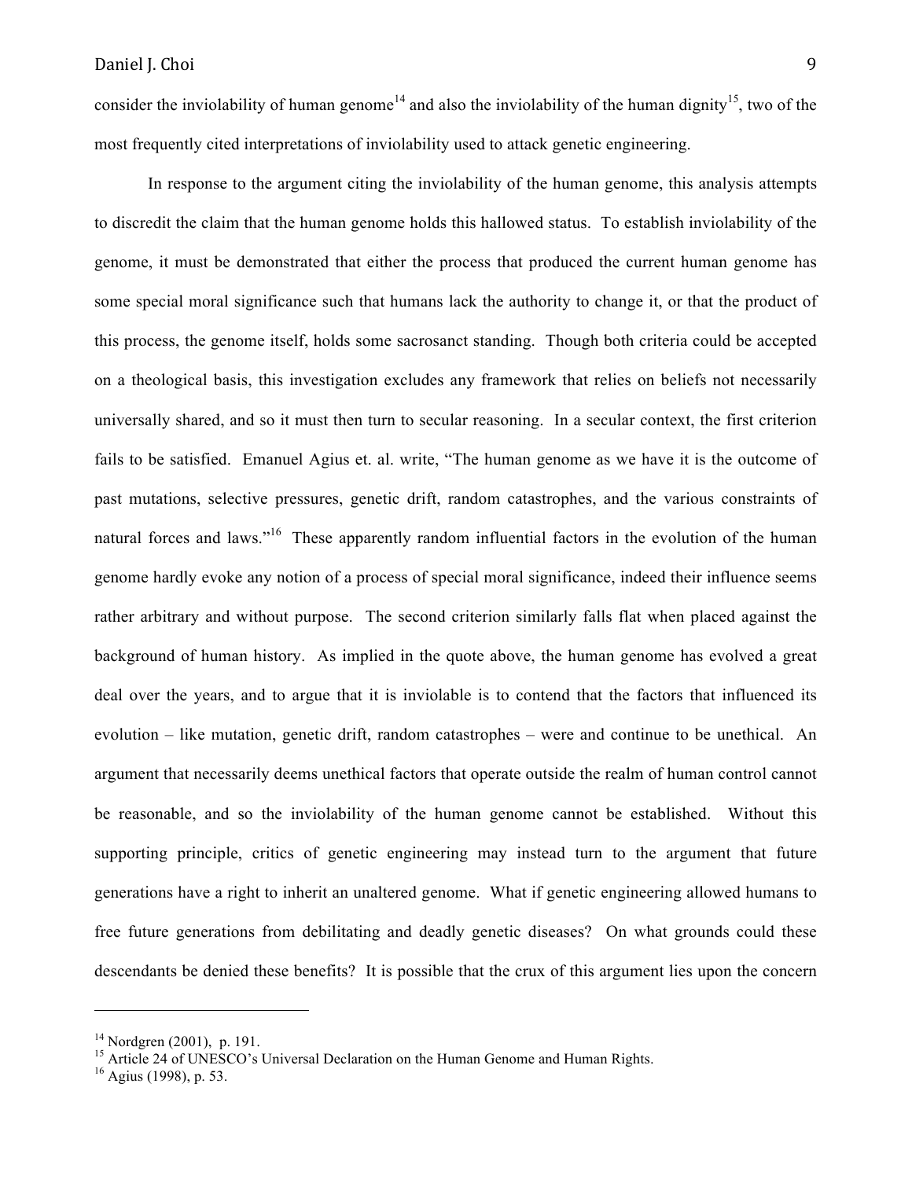consider the inviolability of human genome[14] and also the inviolability of the human dignity[15], two of the most frequently cited interpretations of inviolability used to attack genetic engineering.

In response to the argument citing the inviolability of the human genome, this analysis attempts to discredit the claim that the human genome holds this hallowed status. To establish inviolability of the genome, it must be demonstrated that either the process that produced the current human genome has some special moral significance such that humans lack the authority to change it, or that the product of this process, the genome itself, holds some sacrosanct standing. Though both criteria could be accepted on a theological basis, this investigation excludes any framework that relies on beliefs not necessarily universally shared, and so it must then turn to secular reasoning. In a secular context, the first criterion fails to be satisfied. Emanuel Agius et. al. write, "The human genome as we have it is the outcome of past mutations, selective pressures, genetic drift, random catastrophes, and the various constraints of natural forces and laws."[16] These apparently random influential factors in the evolution of the human genome hardly evoke any notion of a process of special moral significance, indeed their influence seems rather arbitrary and without purpose. The second criterion similarly falls flat when placed against the background of human history. As implied in the quote above, the human genome has evolved a great deal over the years, and to argue that it is inviolable is to contend that the factors that influenced its evolution – like mutation, genetic drift, random catastrophes – were and continue to be unethical. An argument that necessarily deems unethical factors that operate outside the realm of human control cannot be reasonable, and so the inviolability of the human genome cannot be established. Without this supporting principle, critics of genetic engineering may instead turn to the argument that future generations have a right to inherit an unaltered genome. What if genetic engineering allowed humans to free future generations from debilitating and deadly genetic diseases? On what grounds could these descendants be denied these benefits? It is possible that the crux of this argument lies upon the concern

---

[14] Nordgren (2001), p. 191.

[15] Article 24 of UNESCO's Universal Declaration on the Human Genome and Human Rights.

[16] Agius (1998), p. 53.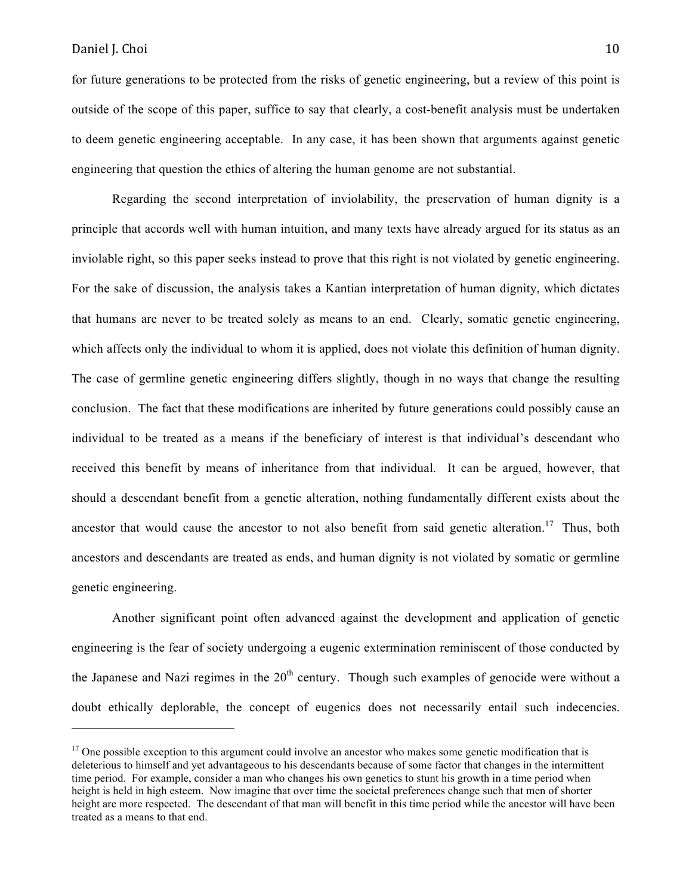for future generations to be protected from the risks of genetic engineering, but a review of this point is outside of the scope of this paper, suffice to say that clearly, a cost-benefit analysis must be undertaken to deem genetic engineering acceptable. In any case, it has been shown that arguments against genetic engineering that question the ethics of altering the human genome are not substantial.

Regarding the second interpretation of inviolability, the preservation of human dignity is a principle that accords well with human intuition, and many texts have already argued for its status as an inviolable right, so this paper seeks instead to prove that this right is not violated by genetic engineering. For the sake of discussion, the analysis takes a Kantian interpretation of human dignity, which dictates that humans are never to be treated solely as means to an end. Clearly, somatic genetic engineering, which affects only the individual to whom it is applied, does not violate this definition of human dignity. The case of germline genetic engineering differs slightly, though in no ways that change the resulting conclusion. The fact that these modifications are inherited by future generations could possibly cause an individual to be treated as a means if the beneficiary of interest is that individual's descendant who received this benefit by means of inheritance from that individual. It can be argued, however, that should a descendant benefit from a genetic alteration, nothing fundamentally different exists about the ancestor that would cause the ancestor to not also benefit from said genetic alteration.[17] Thus, both ancestors and descendants are treated as ends, and human dignity is not violated by somatic or germline genetic engineering.

Another significant point often advanced against the development and application of genetic engineering is the fear of society undergoing a eugenic extermination reminiscent of those conducted by the Japanese and Nazi regimes in the 20th century. Though such examples of genocide were without a doubt ethically deplorable, the concept of eugenics does not necessarily entail such indecencies.

---

[17] One possible exception to this argument could involve an ancestor who makes some genetic modification that is deleterious to himself and yet advantageous to his descendants because of some factor that changes in the intermittent time period. For example, consider a man who changes his own genetics to stunt his growth in a time period when height is held in high esteem. Now imagine that over time the societal preferences change such that men of shorter height are more respected. The descendant of that man will benefit in this time period while the ancestor will have been treated as a means to that end.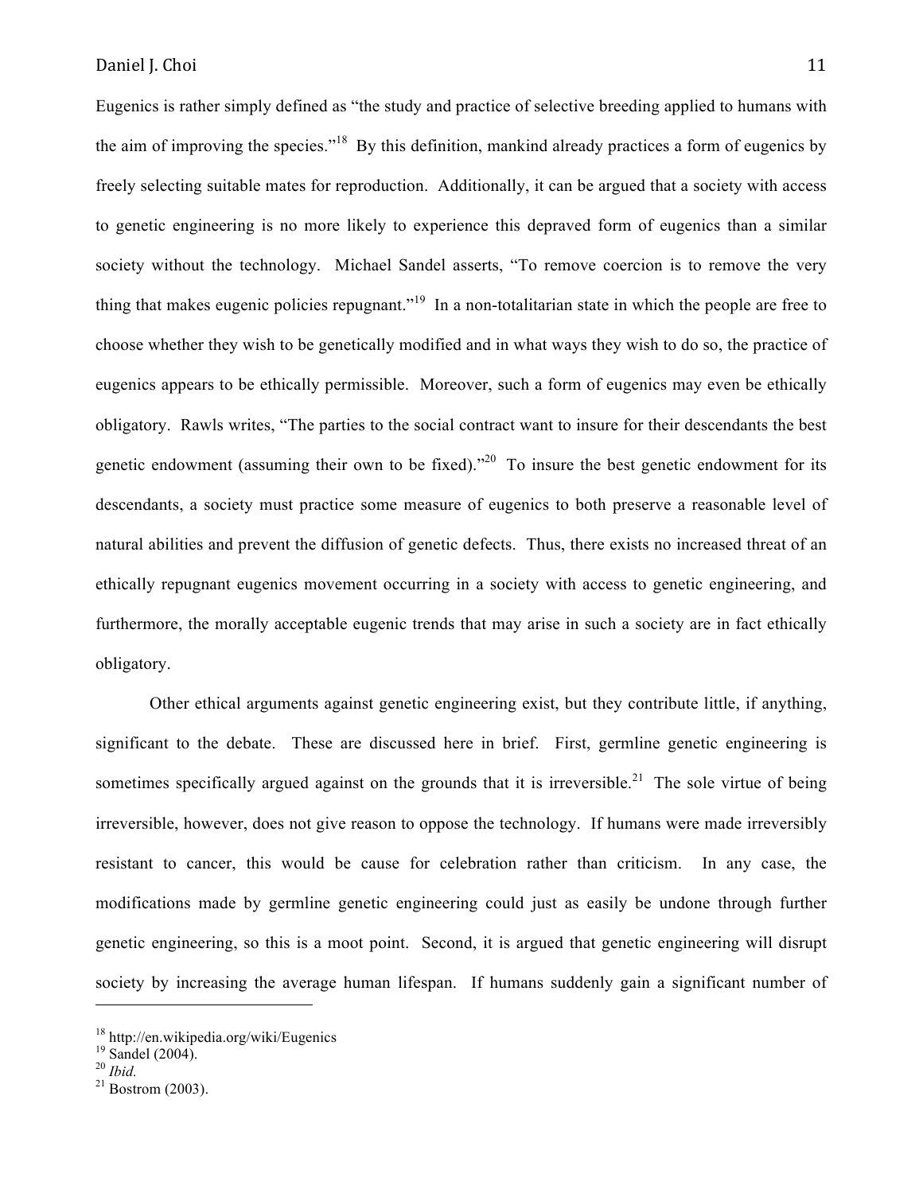Eugenics is rather simply defined as "the study and practice of selective breeding applied to humans with the aim of improving the species."[18] By this definition, mankind already practices a form of eugenics by freely selecting suitable mates for reproduction. Additionally, it can be argued that a society with access to genetic engineering is no more likely to experience this depraved form of eugenics than a similar society without the technology. Michael Sandel asserts, "To remove coercion is to remove the very thing that makes eugenic policies repugnant."[19] In a non-totalitarian state in which the people are free to choose whether they wish to be genetically modified and in what ways they wish to do so, the practice of eugenics appears to be ethically permissible. Moreover, such a form of eugenics may even be ethically obligatory. Rawls writes, "The parties to the social contract want to insure for their descendants the best genetic endowment (assuming their own to be fixed)."[20] To insure the best genetic endowment for its descendants, a society must practice some measure of eugenics to both preserve a reasonable level of natural abilities and prevent the diffusion of genetic defects. Thus, there exists no increased threat of an ethically repugnant eugenics movement occurring in a society with access to genetic engineering, and furthermore, the morally acceptable eugenic trends that may arise in such a society are in fact ethically obligatory.

Other ethical arguments against genetic engineering exist, but they contribute little, if anything, significant to the debate. These are discussed here in brief. First, germline genetic engineering is sometimes specifically argued against on the grounds that it is irreversible.[21] The sole virtue of being irreversible, however, does not give reason to oppose the technology. If humans were made irreversibly resistant to cancer, this would be cause for celebration rather than criticism. In any case, the modifications made by germline genetic engineering could just as easily be undone through further genetic engineering, so this is a moot point. Second, it is argued that genetic engineering will disrupt society by increasing the average human lifespan. If humans suddenly gain a significant number of

---

[18] http://en.wikipedia.org/wiki/Eugenics

[19] Sandel (2004).

[20] *Ibid.*

[21] Bostrom (2003).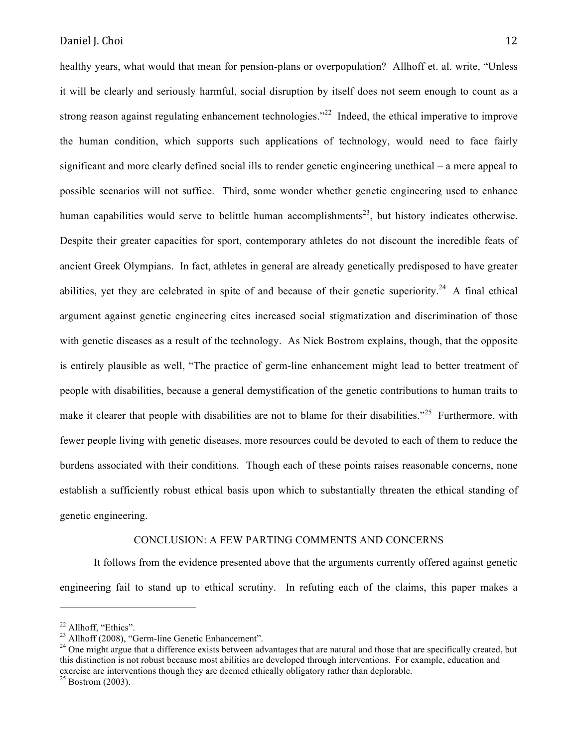healthy years, what would that mean for pension-plans or overpopulation? Allhoff et. al. write, "Unless it will be clearly and seriously harmful, social disruption by itself does not seem enough to count as a strong reason against regulating enhancement technologies."[22] Indeed, the ethical imperative to improve the human condition, which supports such applications of technology, would need to face fairly significant and more clearly defined social ills to render genetic engineering unethical – a mere appeal to possible scenarios will not suffice. Third, some wonder whether genetic engineering used to enhance human capabilities would serve to belittle human accomplishments[23], but history indicates otherwise. Despite their greater capacities for sport, contemporary athletes do not discount the incredible feats of ancient Greek Olympians. In fact, athletes in general are already genetically predisposed to have greater abilities, yet they are celebrated in spite of and because of their genetic superiority.[24] A final ethical argument against genetic engineering cites increased social stigmatization and discrimination of those with genetic diseases as a result of the technology. As Nick Bostrom explains, though, that the opposite is entirely plausible as well, "The practice of germ-line enhancement might lead to better treatment of people with disabilities, because a general demystification of the genetic contributions to human traits to make it clearer that people with disabilities are not to blame for their disabilities."[25] Furthermore, with fewer people living with genetic diseases, more resources could be devoted to each of them to reduce the burdens associated with their conditions. Though each of these points raises reasonable concerns, none establish a sufficiently robust ethical basis upon which to substantially threaten the ethical standing of genetic engineering.

## CONCLUSION: A FEW PARTING COMMENTS AND CONCERNS

It follows from the evidence presented above that the arguments currently offered against genetic engineering fail to stand up to ethical scrutiny. In refuting each of the claims, this paper makes a

---

[22] Allhoff, "Ethics".

[23] Allhoff (2008), "Germ-line Genetic Enhancement".

[24] One might argue that a difference exists between advantages that are natural and those that are specifically created, but this distinction is not robust because most abilities are developed through interventions. For example, education and exercise are interventions though they are deemed ethically obligatory rather than deplorable.

[25] Bostrom (2003).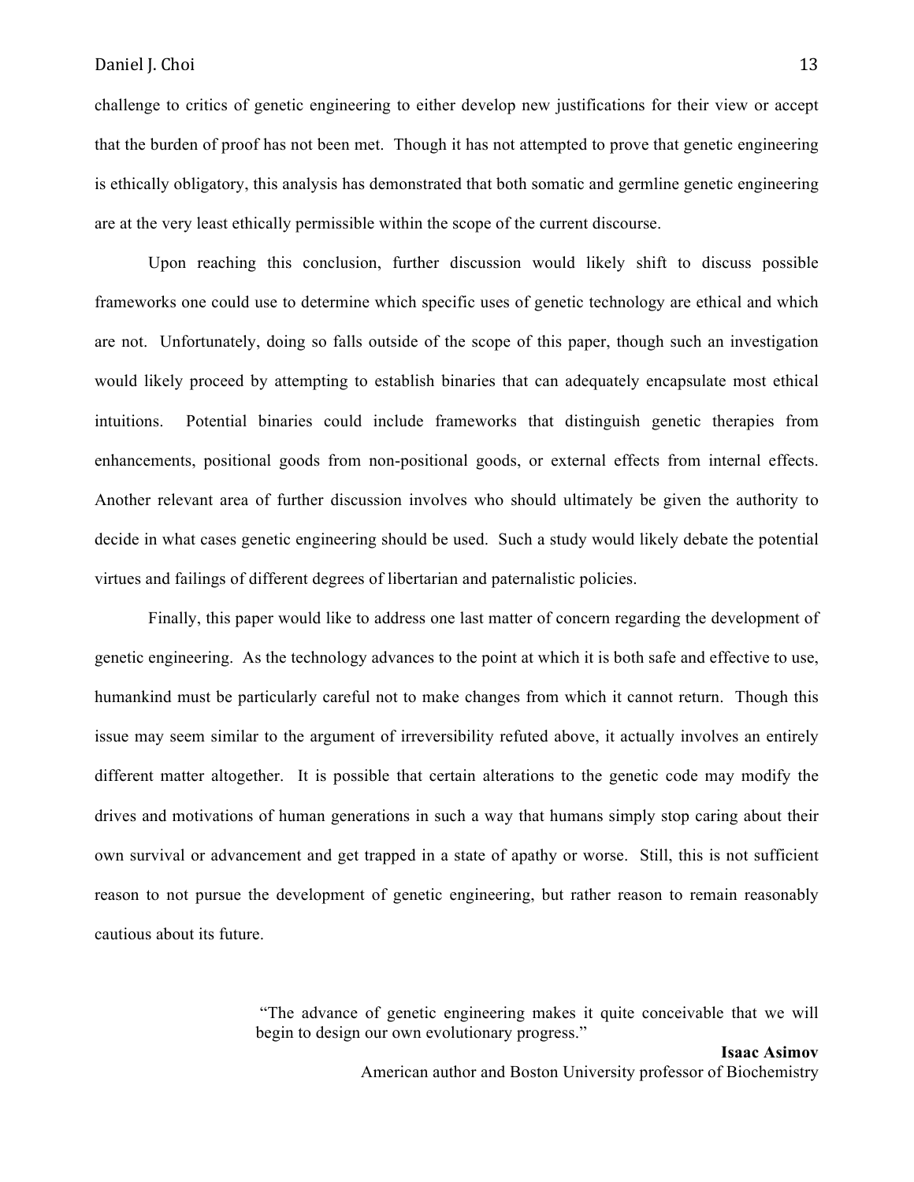challenge to critics of genetic engineering to either develop new justifications for their view or accept that the burden of proof has not been met. Though it has not attempted to prove that genetic engineering is ethically obligatory, this analysis has demonstrated that both somatic and germline genetic engineering are at the very least ethically permissible within the scope of the current discourse.

Upon reaching this conclusion, further discussion would likely shift to discuss possible frameworks one could use to determine which specific uses of genetic technology are ethical and which are not. Unfortunately, doing so falls outside of the scope of this paper, though such an investigation would likely proceed by attempting to establish binaries that can adequately encapsulate most ethical intuitions. Potential binaries could include frameworks that distinguish genetic therapies from enhancements, positional goods from non-positional goods, or external effects from internal effects. Another relevant area of further discussion involves who should ultimately be given the authority to decide in what cases genetic engineering should be used. Such a study would likely debate the potential virtues and failings of different degrees of libertarian and paternalistic policies.

Finally, this paper would like to address one last matter of concern regarding the development of genetic engineering. As the technology advances to the point at which it is both safe and effective to use, humankind must be particularly careful not to make changes from which it cannot return. Though this issue may seem similar to the argument of irreversibility refuted above, it actually involves an entirely different matter altogether. It is possible that certain alterations to the genetic code may modify the drives and motivations of human generations in such a way that humans simply stop caring about their own survival or advancement and get trapped in a state of apathy or worse. Still, this is not sufficient reason to not pursue the development of genetic engineering, but rather reason to remain reasonably cautious about its future.

> "The advance of genetic engineering makes it quite conceivable that we will begin to design our own evolutionary progress."
>
> **Isaac Asimov**
> American author and Boston University professor of Biochemistry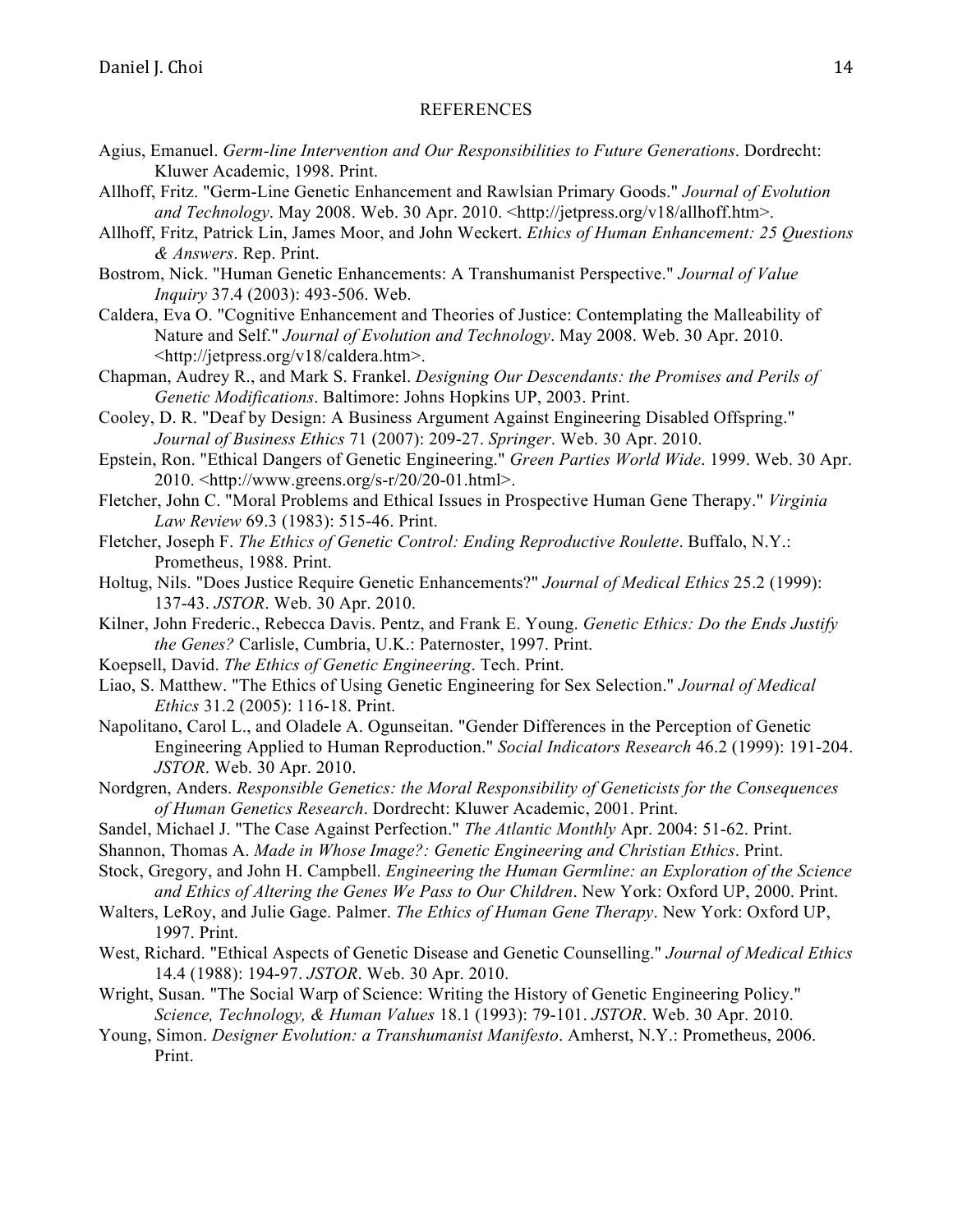# REFERENCES

Agius, Emanuel. *Germ-line Intervention and Our Responsibilities to Future Generations*. Dordrecht: Kluwer Academic, 1998. Print.

Allhoff, Fritz. "Germ-Line Genetic Enhancement and Rawlsian Primary Goods." *Journal of Evolution and Technology*. May 2008. Web. 30 Apr. 2010. <http://jetpress.org/v18/allhoff.htm>.

Allhoff, Fritz, Patrick Lin, James Moor, and John Weckert. *Ethics of Human Enhancement: 25 Questions & Answers*. Rep. Print.

Bostrom, Nick. "Human Genetic Enhancements: A Transhumanist Perspective." *Journal of Value Inquiry* 37.4 (2003): 493-506. Web.

Caldera, Eva O. "Cognitive Enhancement and Theories of Justice: Contemplating the Malleability of Nature and Self." *Journal of Evolution and Technology*. May 2008. Web. 30 Apr. 2010. <http://jetpress.org/v18/caldera.htm>.

Chapman, Audrey R., and Mark S. Frankel. *Designing Our Descendants: the Promises and Perils of Genetic Modifications*. Baltimore: Johns Hopkins UP, 2003. Print.

Cooley, D. R. "Deaf by Design: A Business Argument Against Engineering Disabled Offspring." *Journal of Business Ethics* 71 (2007): 209-27. *Springer*. Web. 30 Apr. 2010.

Epstein, Ron. "Ethical Dangers of Genetic Engineering." *Green Parties World Wide*. 1999. Web. 30 Apr. 2010. <http://www.greens.org/s-r/20/20-01.html>.

Fletcher, John C. "Moral Problems and Ethical Issues in Prospective Human Gene Therapy." *Virginia Law Review* 69.3 (1983): 515-46. Print.

Fletcher, Joseph F. *The Ethics of Genetic Control: Ending Reproductive Roulette*. Buffalo, N.Y.: Prometheus, 1988. Print.

Holtug, Nils. "Does Justice Require Genetic Enhancements?" *Journal of Medical Ethics* 25.2 (1999): 137-43. *JSTOR*. Web. 30 Apr. 2010.

Kilner, John Frederic., Rebecca Davis. Pentz, and Frank E. Young. *Genetic Ethics: Do the Ends Justify the Genes?* Carlisle, Cumbria, U.K.: Paternoster, 1997. Print.

Koepsell, David. *The Ethics of Genetic Engineering*. Tech. Print.

Liao, S. Matthew. "The Ethics of Using Genetic Engineering for Sex Selection." *Journal of Medical Ethics* 31.2 (2005): 116-18. Print.

Napolitano, Carol L., and Oladele A. Ogunseitan. "Gender Differences in the Perception of Genetic Engineering Applied to Human Reproduction." *Social Indicators Research* 46.2 (1999): 191-204. *JSTOR*. Web. 30 Apr. 2010.

Nordgren, Anders. *Responsible Genetics: the Moral Responsibility of Geneticists for the Consequences of Human Genetics Research*. Dordrecht: Kluwer Academic, 2001. Print.

Sandel, Michael J. "The Case Against Perfection." *The Atlantic Monthly* Apr. 2004: 51-62. Print.

Shannon, Thomas A. *Made in Whose Image?: Genetic Engineering and Christian Ethics*. Print.

Stock, Gregory, and John H. Campbell. *Engineering the Human Germline: an Exploration of the Science and Ethics of Altering the Genes We Pass to Our Children*. New York: Oxford UP, 2000. Print.

Walters, LeRoy, and Julie Gage. Palmer. *The Ethics of Human Gene Therapy*. New York: Oxford UP, 1997. Print.

West, Richard. "Ethical Aspects of Genetic Disease and Genetic Counselling." *Journal of Medical Ethics* 14.4 (1988): 194-97. *JSTOR*. Web. 30 Apr. 2010.

Wright, Susan. "The Social Warp of Science: Writing the History of Genetic Engineering Policy." *Science, Technology, & Human Values* 18.1 (1993): 79-101. *JSTOR*. Web. 30 Apr. 2010.

Young, Simon. *Designer Evolution: a Transhumanist Manifesto*. Amherst, N.Y.: Prometheus, 2006. Print.